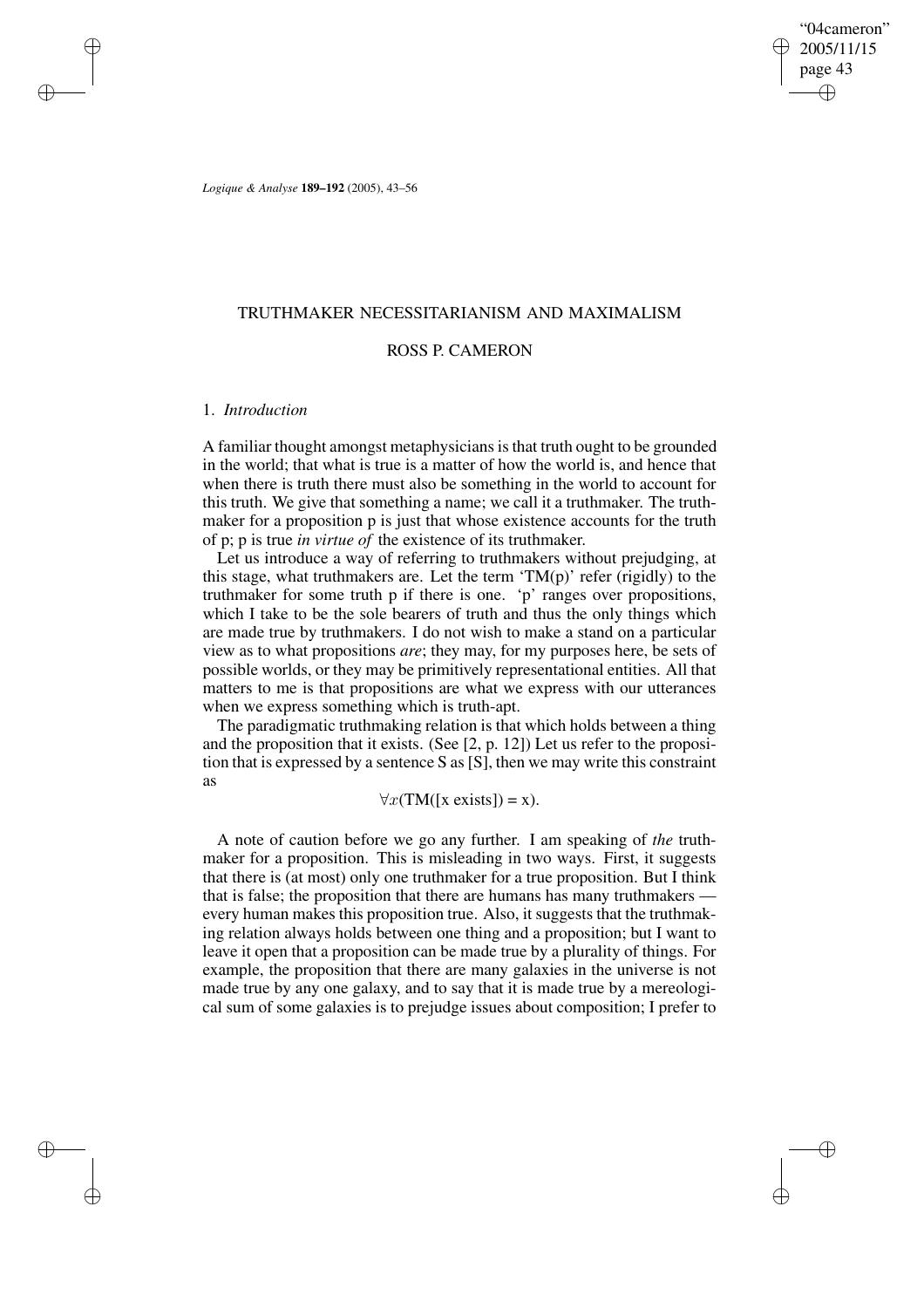# TRUTHMAKER NECESSITARIANISM AND MAXIMALISM

## ROSS P. CAMERON

### 1. *Introduction*

A familiar thought amongst metaphysicians is that truth ought to be grounded in the world; that what is true is a matter of how the world is, and hence that when there is truth there must also be something in the world to account for this truth. We give that something a name; we call it a truthmaker. The truthmaker for a proposition p is just that whose existence accounts for the truth of p; p is true *in virtue of* the existence of its truthmaker.

Let us introduce a way of referring to truthmakers without prejudging, at this stage, what truthmakers are. Let the term 'TM(p)' refer (rigidly) to the truthmaker for some truth p if there is one. 'p' ranges over propositions, which I take to be the sole bearers of truth and thus the only things which are made true by truthmakers. I do not wish to make a stand on a particular view as to what propositions *are*; they may, for my purposes here, be sets of possible worlds, or they may be primitively representational entities. All that matters to me is that propositions are what we express with our utterances when we express something which is truth-apt.

The paradigmatic truthmaking relation is that which holds between a thing and the proposition that it exists. (See [2, p. 12]) Let us refer to the proposition that is expressed by a sentence S as [S], then we may write this constraint as

$$\forall x(\text{TM}([\text{x exists}]) = \text{x}).$$

A note of caution before we go any further. I am speaking of *the* truthmaker for a proposition. This is misleading in two ways. First, it suggests that there is (at most) only one truthmaker for a true proposition. But I think that is false; the proposition that there are humans has many truthmakers — every human makes this proposition true. Also, it suggests that the truthmaking relation always holds between one thing and a proposition; but I want to leave it open that a proposition can be made true by a plurality of things. For example, the proposition that there are many galaxies in the universe is not made true by any one galaxy, and to say that it is made true by a mereological sum of some galaxies is to prejudge issues about composition; I prefer to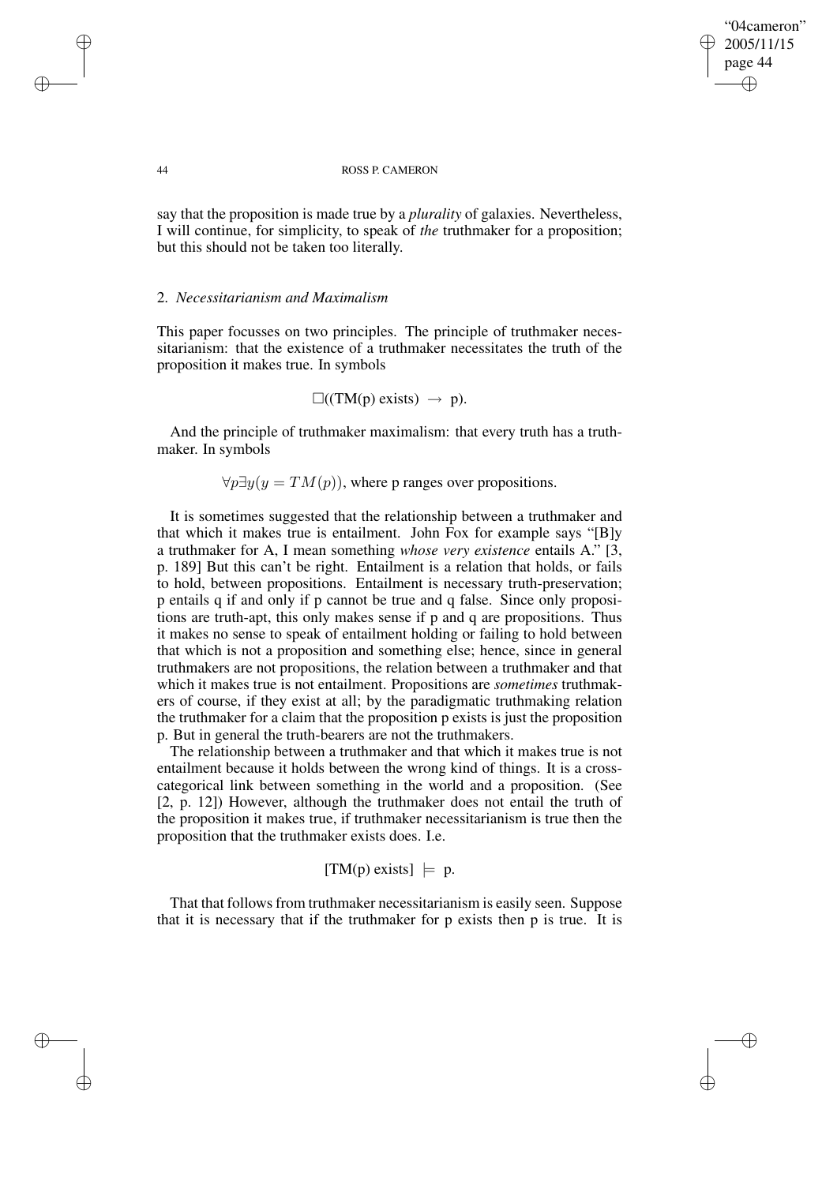say that the proposition is made true by a *plurality* of galaxies. Nevertheless, I will continue, for simplicity, to speak of *the* truthmaker for a proposition; but this should not be taken too literally.

## 2. *Necessitarianism and Maximalism*

This paper focusses on two principles. The principle of truthmaker necessitarianism: that the existence of a truthmaker necessitates the truth of the proposition it makes true. In symbols

$$\Box((\text{TM(p) exists}) \rightarrow \text{p}).$$

And the principle of truthmaker maximalism: that every truth has a truthmaker. In symbols

$$\forall p \exists y (y = TM(p)), \text{ where p ranges over propositions.}$$

It is sometimes suggested that the relationship between a truthmaker and that which it makes true is entailment. John Fox for example says "[B]y a truthmaker for A, I mean something *whose very existence* entails A." [3, p. 189] But this can't be right. Entailment is a relation that holds, or fails to hold, between propositions. Entailment is necessary truth-preservation; p entails q if and only if p cannot be true and q false. Since only propositions are truth-apt, this only makes sense if p and q are propositions. Thus it makes no sense to speak of entailment holding or failing to hold between that which is not a proposition and something else; hence, since in general truthmakers are not propositions, the relation between a truthmaker and that which it makes true is not entailment. Propositions are *sometimes* truthmakers of course, if they exist at all; by the paradigmatic truthmaking relation the truthmaker for a claim that the proposition p exists is just the proposition p. But in general the truth-bearers are not the truthmakers.

The relationship between a truthmaker and that which it makes true is not entailment because it holds between the wrong kind of things. It is a cross-categorical link between something in the world and a proposition. (See [2, p. 12]) However, although the truthmaker does not entail the truth of the proposition it makes true, if truthmaker necessitarianism is true then the proposition that the truthmaker exists does. I.e.

$$[\text{TM(p) exists}] \models \text{p}.$$

That that follows from truthmaker necessitarianism is easily seen. Suppose that it is necessary that if the truthmaker for p exists then p is true. It is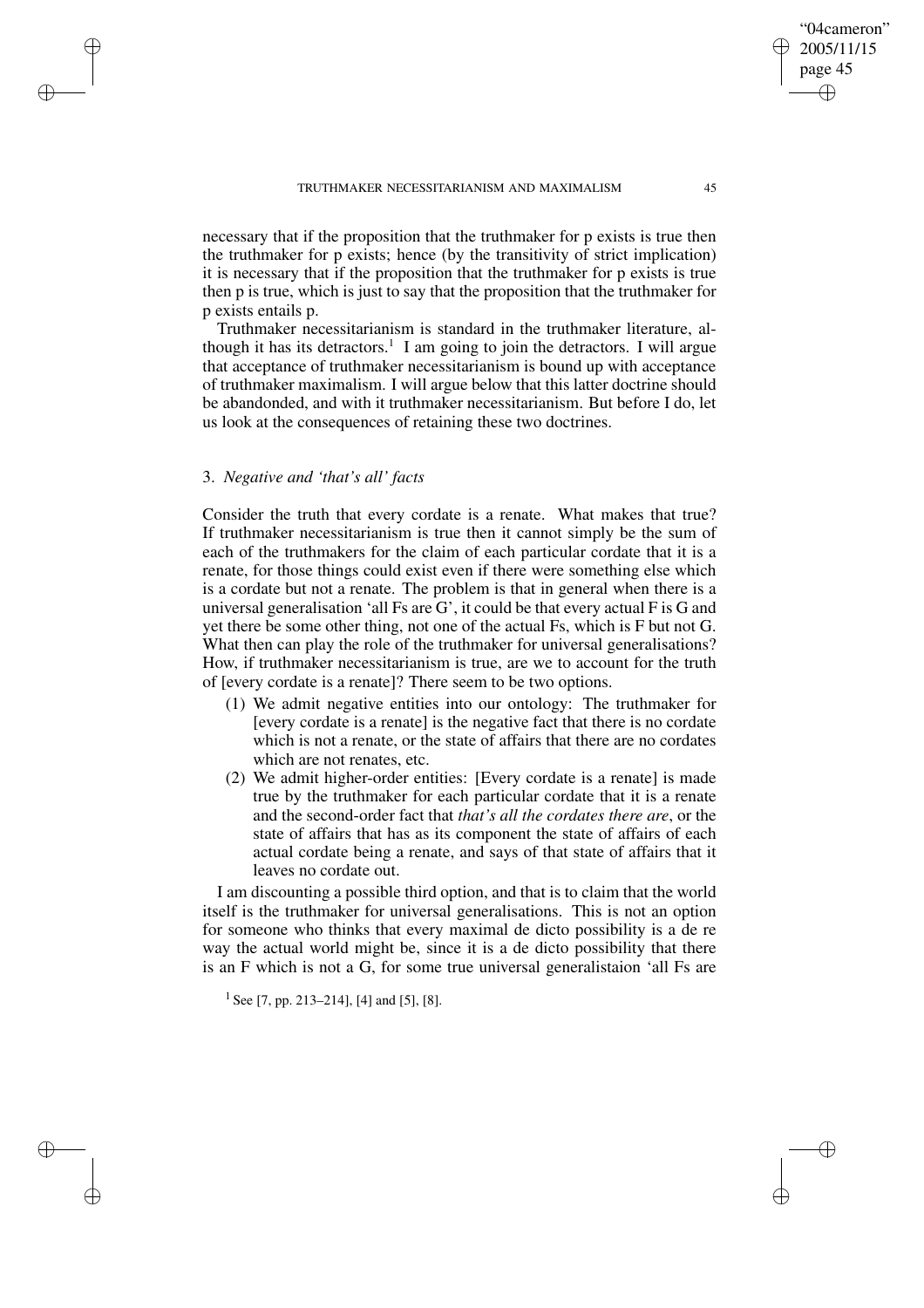necessary that if the proposition that the truthmaker for p exists is true then the truthmaker for p exists; hence (by the transitivity of strict implication) it is necessary that if the proposition that the truthmaker for p exists is true then p is true, which is just to say that the proposition that the truthmaker for p exists entails p.

Truthmaker necessitarianism is standard in the truthmaker literature, although it has its detractors.[1] I am going to join the detractors. I will argue that acceptance of truthmaker necessitarianism is bound up with acceptance of truthmaker maximalism. I will argue below that this latter doctrine should be abandonded, and with it truthmaker necessitarianism. But before I do, let us look at the consequences of retaining these two doctrines.

## 3. *Negative and 'that's all' facts*

Consider the truth that every cordate is a renate. What makes that true? If truthmaker necessitarianism is true then it cannot simply be the sum of each of the truthmakers for the claim of each particular cordate that it is a renate, for those things could exist even if there were something else which is a cordate but not a renate. The problem is that in general when there is a universal generalisation 'all Fs are G', it could be that every actual F is G and yet there be some other thing, not one of the actual Fs, which is F but not G. What then can play the role of the truthmaker for universal generalisations? How, if truthmaker necessitarianism is true, are we to account for the truth of [every cordate is a renate]? There seem to be two options.

(1) We admit negative entities into our ontology: The truthmaker for [every cordate is a renate] is the negative fact that there is no cordate which is not a renate, or the state of affairs that there are no cordates which are not renates, etc.

(2) We admit higher-order entities: [Every cordate is a renate] is made true by the truthmaker for each particular cordate that it is a renate and the second-order fact that *that's all the cordates there are*, or the state of affairs that has as its component the state of affairs of each actual cordate being a renate, and says of that state of affairs that it leaves no cordate out.

I am discounting a possible third option, and that is to claim that the world itself is the truthmaker for universal generalisations. This is not an option for someone who thinks that every maximal de dicto possibility is a de re way the actual world might be, since it is a de dicto possibility that there is an F which is not a G, for some true universal generalistaion 'all Fs are

[1] See [7, pp. 213–214], [4] and [5], [8].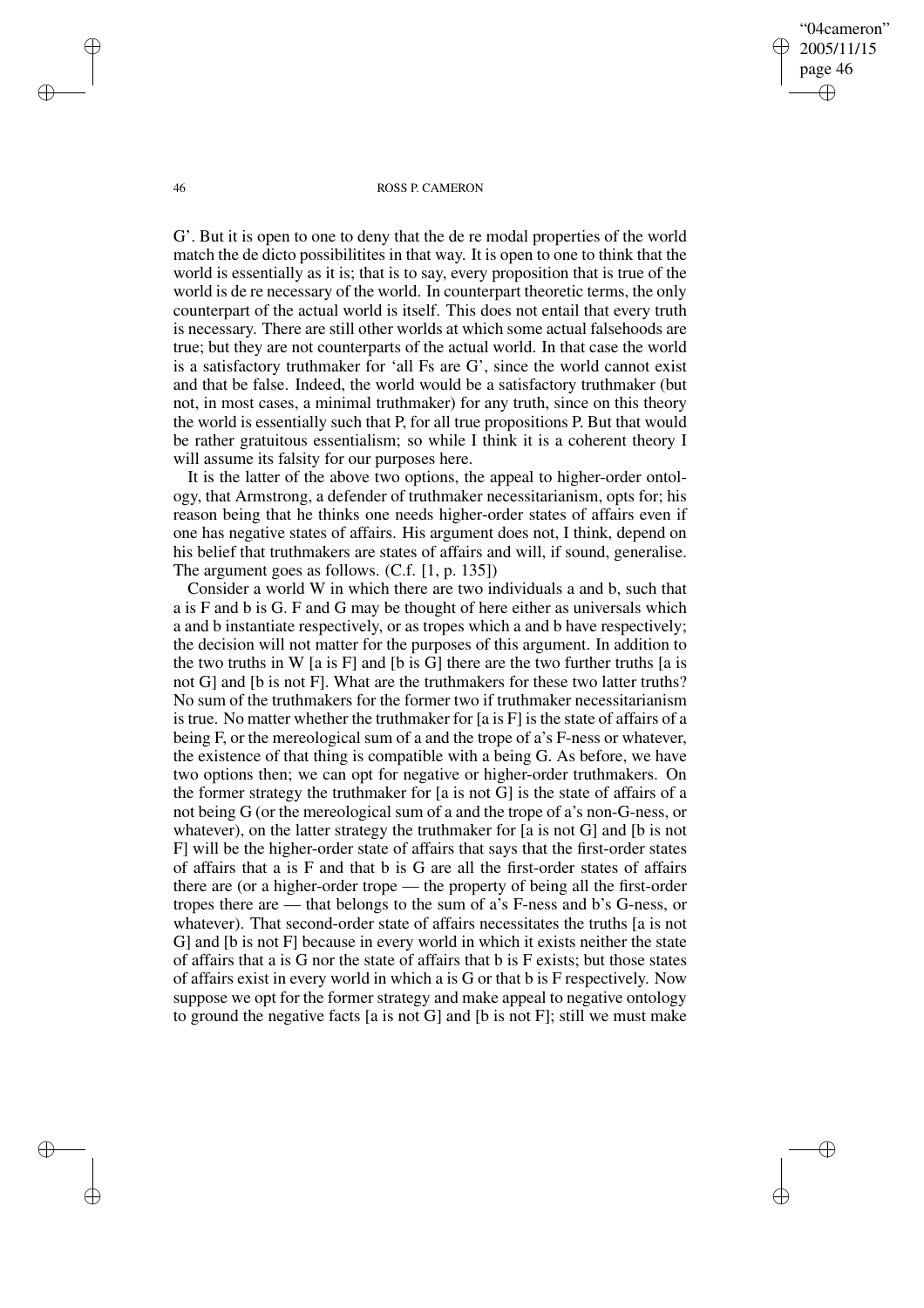G'. But it is open to one to deny that the de re modal properties of the world match the de dicto possibilitites in that way. It is open to one to think that the world is essentially as it is; that is to say, every proposition that is true of the world is de re necessary of the world. In counterpart theoretic terms, the only counterpart of the actual world is itself. This does not entail that every truth is necessary. There are still other worlds at which some actual falsehoods are true; but they are not counterparts of the actual world. In that case the world is a satisfactory truthmaker for 'all Fs are G', since the world cannot exist and that be false. Indeed, the world would be a satisfactory truthmaker (but not, in most cases, a minimal truthmaker) for any truth, since on this theory the world is essentially such that P, for all true propositions P. But that would be rather gratuitous essentialism; so while I think it is a coherent theory I will assume its falsity for our purposes here.

It is the latter of the above two options, the appeal to higher-order ontology, that Armstrong, a defender of truthmaker necessitarianism, opts for; his reason being that he thinks one needs higher-order states of affairs even if one has negative states of affairs. His argument does not, I think, depend on his belief that truthmakers are states of affairs and will, if sound, generalise. The argument goes as follows. (C.f. [1, p. 135])

Consider a world W in which there are two individuals a and b, such that a is F and b is G. F and G may be thought of here either as universals which a and b instantiate respectively, or as tropes which a and b have respectively; the decision will not matter for the purposes of this argument. In addition to the two truths in W [a is F] and [b is G] there are the two further truths [a is not G] and [b is not F]. What are the truthmakers for these two latter truths? No sum of the truthmakers for the former two if truthmaker necessitarianism is true. No matter whether the truthmaker for [a is F] is the state of affairs of a being F, or the mereological sum of a and the trope of a's F-ness or whatever, the existence of that thing is compatible with a being G. As before, we have two options then; we can opt for negative or higher-order truthmakers. On the former strategy the truthmaker for [a is not G] is the state of affairs of a not being G (or the mereological sum of a and the trope of a's non-G-ness, or whatever), on the latter strategy the truthmaker for [a is not G] and [b is not F] will be the higher-order state of affairs that says that the first-order states of affairs that a is F and that b is G are all the first-order states of affairs there are (or a higher-order trope — the property of being all the first-order tropes there are — that belongs to the sum of a's F-ness and b's G-ness, or whatever). That second-order state of affairs necessitates the truths [a is not G] and [b is not F] because in every world in which it exists neither the state of affairs that a is G nor the state of affairs that b is F exists; but those states of affairs exist in every world in which a is G or that b is F respectively. Now suppose we opt for the former strategy and make appeal to negative ontology to ground the negative facts [a is not G] and [b is not F]; still we must make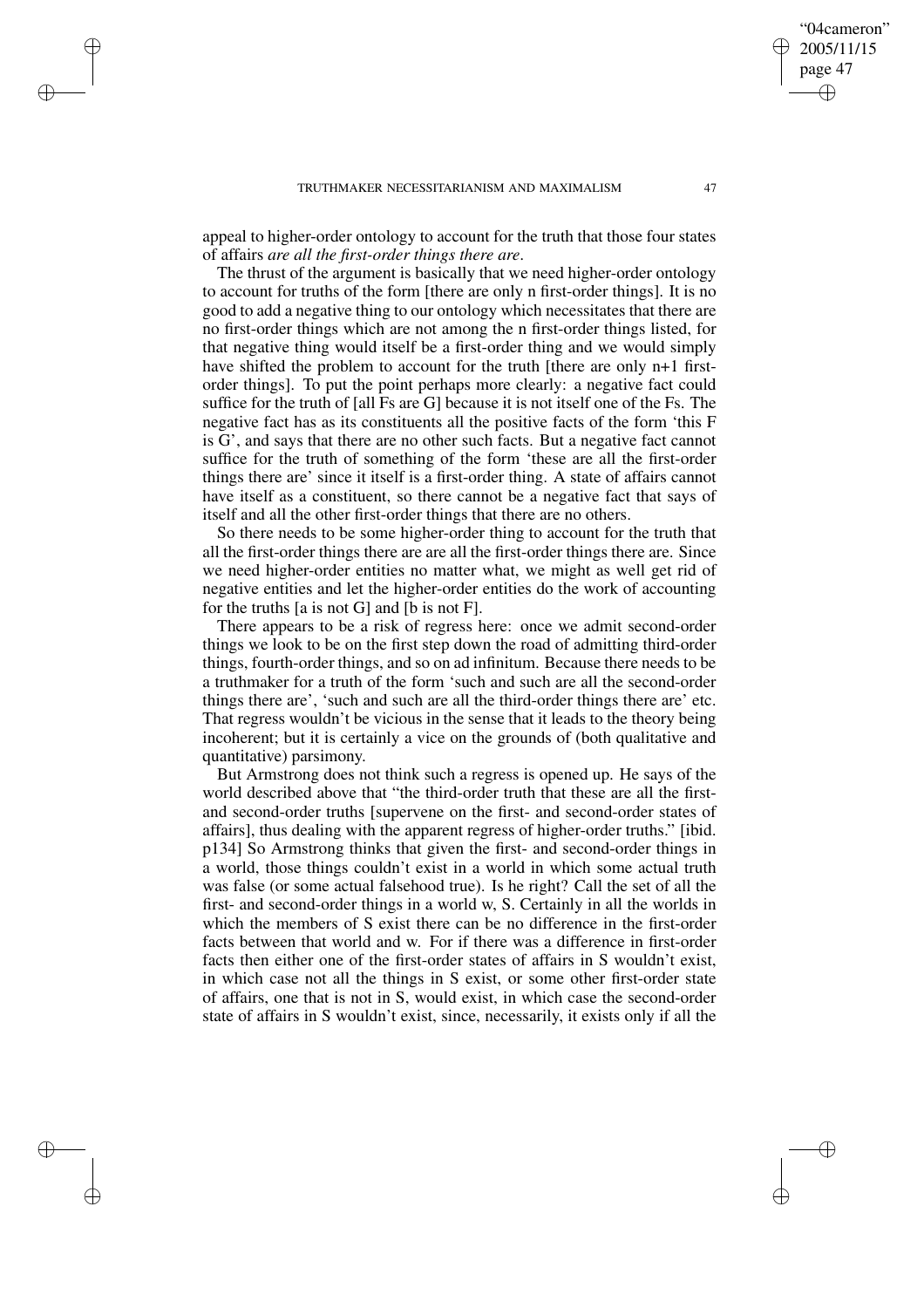appeal to higher-order ontology to account for the truth that those four states of affairs *are all the first-order things there are*.

The thrust of the argument is basically that we need higher-order ontology to account for truths of the form [there are only n first-order things]. It is no good to add a negative thing to our ontology which necessitates that there are no first-order things which are not among the n first-order things listed, for that negative thing would itself be a first-order thing and we would simply have shifted the problem to account for the truth [there are only n+1 first-order things]. To put the point perhaps more clearly: a negative fact could suffice for the truth of [all Fs are G] because it is not itself one of the Fs. The negative fact has as its constituents all the positive facts of the form 'this F is G', and says that there are no other such facts. But a negative fact cannot suffice for the truth of something of the form 'these are all the first-order things there are' since it itself is a first-order thing. A state of affairs cannot have itself as a constituent, so there cannot be a negative fact that says of itself and all the other first-order things that there are no others.

So there needs to be some higher-order thing to account for the truth that all the first-order things there are are all the first-order things there are. Since we need higher-order entities no matter what, we might as well get rid of negative entities and let the higher-order entities do the work of accounting for the truths [a is not G] and [b is not F].

There appears to be a risk of regress here: once we admit second-order things we look to be on the first step down the road of admitting third-order things, fourth-order things, and so on ad infinitum. Because there needs to be a truthmaker for a truth of the form 'such and such are all the second-order things there are', 'such and such are all the third-order things there are' etc. That regress wouldn't be vicious in the sense that it leads to the theory being incoherent; but it is certainly a vice on the grounds of (both qualitative and quantitative) parsimony.

But Armstrong does not think such a regress is opened up. He says of the world described above that "the third-order truth that these are all the first- and second-order truths [supervene on the first- and second-order states of affairs], thus dealing with the apparent regress of higher-order truths." [ibid. p134] So Armstrong thinks that given the first- and second-order things in a world, those things couldn't exist in a world in which some actual truth was false (or some actual falsehood true). Is he right? Call the set of all the first- and second-order things in a world w, S. Certainly in all the worlds in which the members of S exist there can be no difference in the first-order facts between that world and w. For if there was a difference in first-order facts then either one of the first-order states of affairs in S wouldn't exist, in which case not all the things in S exist, or some other first-order state of affairs, one that is not in S, would exist, in which case the second-order state of affairs in S wouldn't exist, since, necessarily, it exists only if all the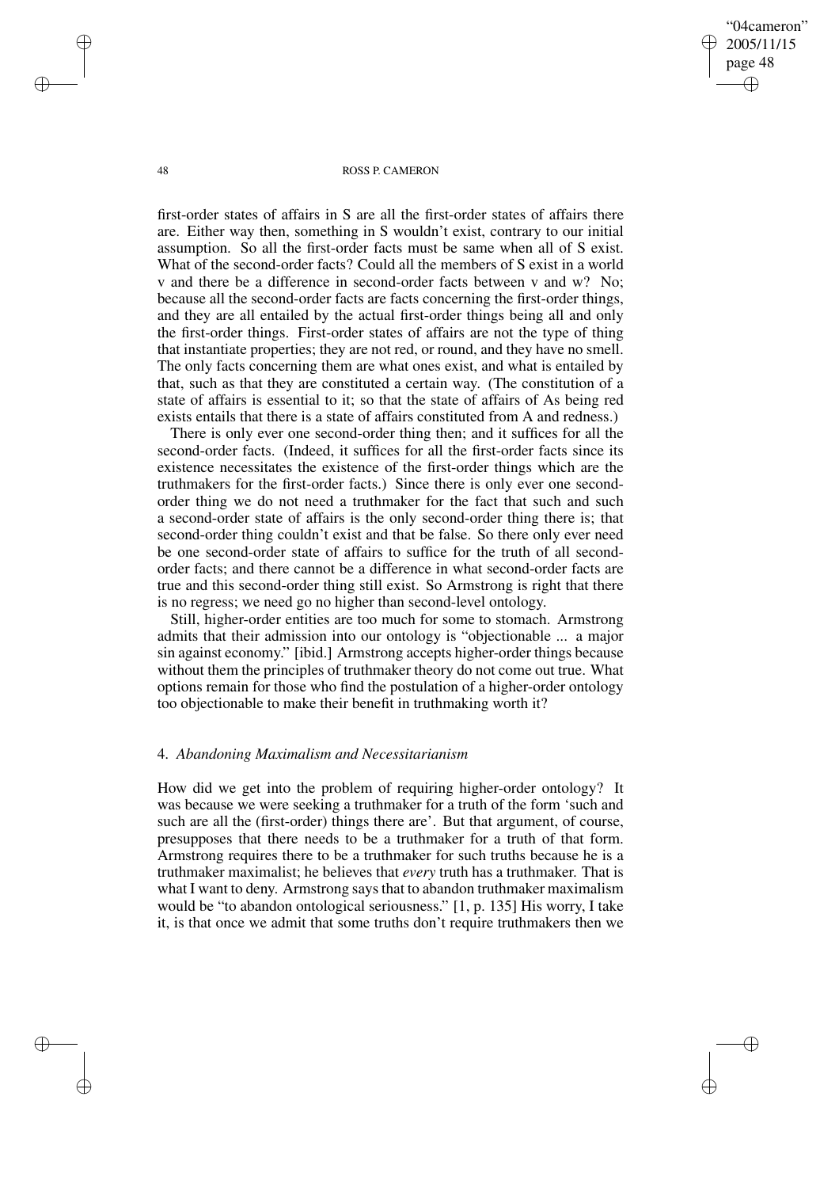first-order states of affairs in S are all the first-order states of affairs there are. Either way then, something in S wouldn't exist, contrary to our initial assumption. So all the first-order facts must be same when all of S exist. What of the second-order facts? Could all the members of S exist in a world v and there be a difference in second-order facts between v and w? No; because all the second-order facts are facts concerning the first-order things, and they are all entailed by the actual first-order things being all and only the first-order things. First-order states of affairs are not the type of thing that instantiate properties; they are not red, or round, and they have no smell. The only facts concerning them are what ones exist, and what is entailed by that, such as that they are constituted a certain way. (The constitution of a state of affairs is essential to it; so that the state of affairs of As being red exists entails that there is a state of affairs constituted from A and redness.)

There is only ever one second-order thing then; and it suffices for all the second-order facts. (Indeed, it suffices for all the first-order facts since its existence necessitates the existence of the first-order things which are the truthmakers for the first-order facts.) Since there is only ever one second-order thing we do not need a truthmaker for the fact that such and such a second-order state of affairs is the only second-order thing there is; that second-order thing couldn't exist and that be false. So there only ever need be one second-order state of affairs to suffice for the truth of all second-order facts; and there cannot be a difference in what second-order facts are true and this second-order thing still exist. So Armstrong is right that there is no regress; we need go no higher than second-level ontology.

Still, higher-order entities are too much for some to stomach. Armstrong admits that their admission into our ontology is "objectionable ... a major sin against economy." [ibid.] Armstrong accepts higher-order things because without them the principles of truthmaker theory do not come out true. What options remain for those who find the postulation of a higher-order ontology too objectionable to make their benefit in truthmaking worth it?

## 4. *Abandoning Maximalism and Necessitarianism*

How did we get into the problem of requiring higher-order ontology? It was because we were seeking a truthmaker for a truth of the form 'such and such are all the (first-order) things there are'. But that argument, of course, presupposes that there needs to be a truthmaker for a truth of that form. Armstrong requires there to be a truthmaker for such truths because he is a truthmaker maximalist; he believes that *every* truth has a truthmaker. That is what I want to deny. Armstrong says that to abandon truthmaker maximalism would be "to abandon ontological seriousness." [1, p. 135] His worry, I take it, is that once we admit that some truths don't require truthmakers then we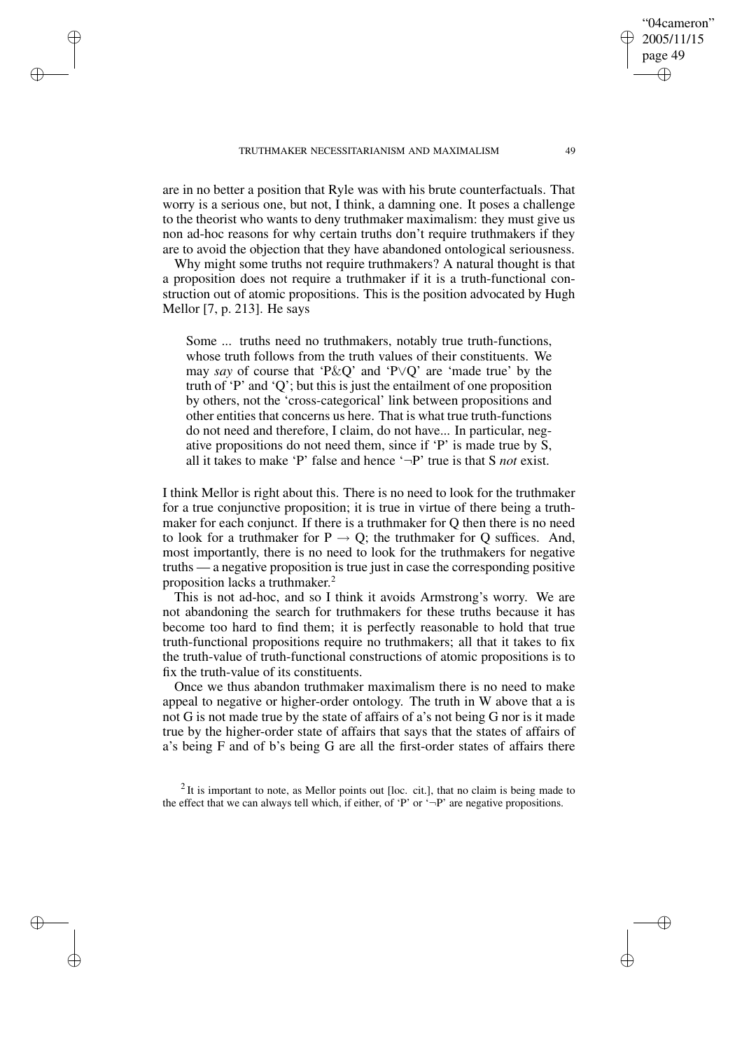are in no better a position that Ryle was with his brute counterfactuals. That worry is a serious one, but not, I think, a damning one. It poses a challenge to the theorist who wants to deny truthmaker maximalism: they must give us non ad-hoc reasons for why certain truths don't require truthmakers if they are to avoid the objection that they have abandoned ontological seriousness.

Why might some truths not require truthmakers? A natural thought is that a proposition does not require a truthmaker if it is a truth-functional construction out of atomic propositions. This is the position advocated by Hugh Mellor [7, p. 213]. He says

> Some ... truths need no truthmakers, notably true truth-functions, whose truth follows from the truth values of their constituents. We may *say* of course that 'P&Q' and 'P∨Q' are 'made true' by the truth of 'P' and 'Q'; but this is just the entailment of one proposition by others, not the 'cross-categorical' link between propositions and other entities that concerns us here. That is what true truth-functions do not need and therefore, I claim, do not have... In particular, negative propositions do not need them, since if 'P' is made true by S, all it takes to make 'P' false and hence '¬P' true is that S *not* exist.

I think Mellor is right about this. There is no need to look for the truthmaker for a true conjunctive proposition; it is true in virtue of there being a truthmaker for each conjunct. If there is a truthmaker for Q then there is no need to look for a truthmaker for $P \rightarrow Q$; the truthmaker for Q suffices. And, most importantly, there is no need to look for the truthmakers for negative truths — a negative proposition is true just in case the corresponding positive proposition lacks a truthmaker.[2]

This is not ad-hoc, and so I think it avoids Armstrong's worry. We are not abandoning the search for truthmakers for these truths because it has become too hard to find them; it is perfectly reasonable to hold that true truth-functional propositions require no truthmakers; all that it takes to fix the truth-value of truth-functional constructions of atomic propositions is to fix the truth-value of its constituents.

Once we thus abandon truthmaker maximalism there is no need to make appeal to negative or higher-order ontology. The truth in W above that a is not G is not made true by the state of affairs of a's not being G nor is it made true by the higher-order state of affairs that says that the states of affairs of a's being F and of b's being G are all the first-order states of affairs there

[2] It is important to note, as Mellor points out [loc. cit.], that no claim is being made to the effect that we can always tell which, if either, of 'P' or '¬P' are negative propositions.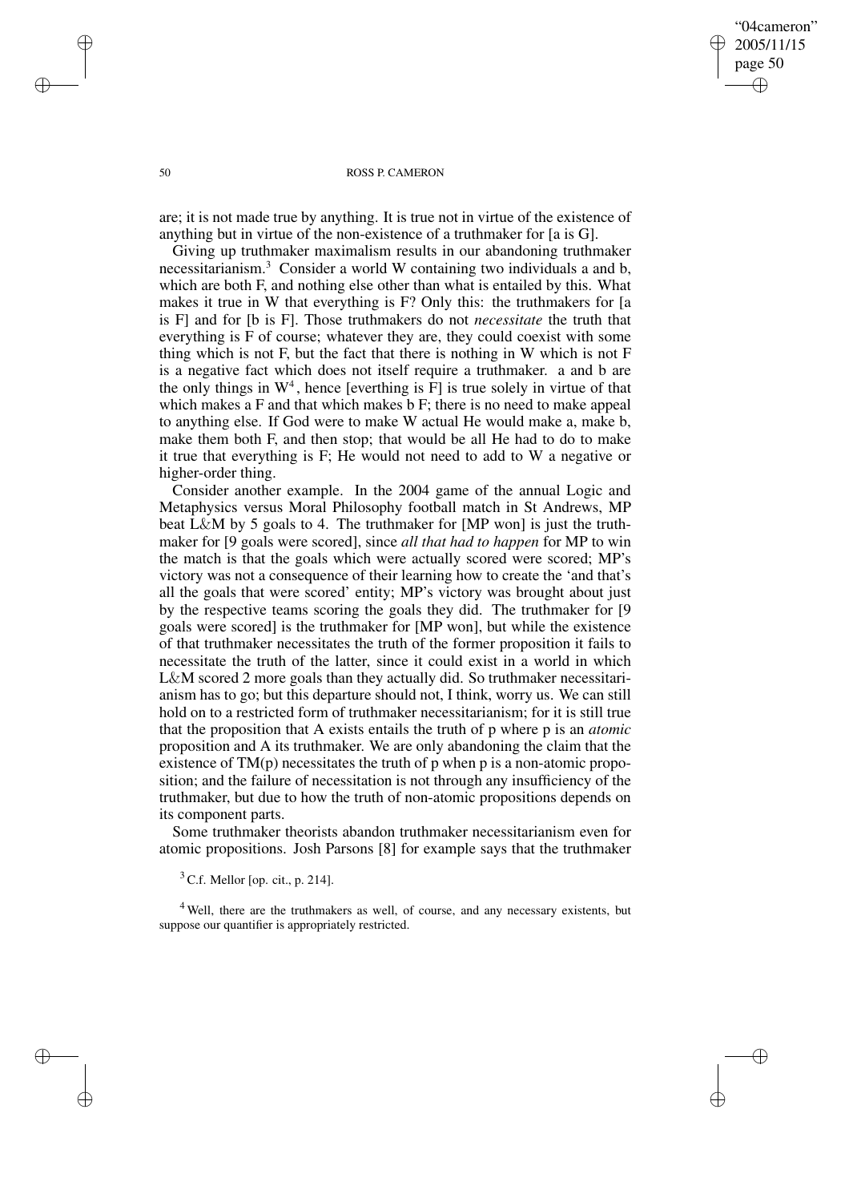are; it is not made true by anything. It is true not in virtue of the existence of anything but in virtue of the non-existence of a truthmaker for [a is G].

Giving up truthmaker maximalism results in our abandoning truthmaker necessitarianism.[3] Consider a world W containing two individuals a and b, which are both F, and nothing else other than what is entailed by this. What makes it true in W that everything is F? Only this: the truthmakers for [a is F] and for [b is F]. Those truthmakers do not *necessitate* the truth that everything is F of course; whatever they are, they could coexist with some thing which is not F, but the fact that there is nothing in W which is not F is a negative fact which does not itself require a truthmaker. a and b are the only things in W[4], hence [everthing is F] is true solely in virtue of that which makes a F and that which makes b F; there is no need to make appeal to anything else. If God were to make W actual He would make a, make b, make them both F, and then stop; that would be all He had to do to make it true that everything is F; He would not need to add to W a negative or higher-order thing.

Consider another example. In the 2004 game of the annual Logic and Metaphysics versus Moral Philosophy football match in St Andrews, MP beat L&M by 5 goals to 4. The truthmaker for [MP won] is just the truthmaker for [9 goals were scored], since *all that had to happen* for MP to win the match is that the goals which were actually scored were scored; MP's victory was not a consequence of their learning how to create the 'and that's all the goals that were scored' entity; MP's victory was brought about just by the respective teams scoring the goals they did. The truthmaker for [9 goals were scored] is the truthmaker for [MP won], but while the existence of that truthmaker necessitates the truth of the former proposition it fails to necessitate the truth of the latter, since it could exist in a world in which L&M scored 2 more goals than they actually did. So truthmaker necessitarianism has to go; but this departure should not, I think, worry us. We can still hold on to a restricted form of truthmaker necessitarianism; for it is still true that the proposition that A exists entails the truth of p where p is an *atomic* proposition and A its truthmaker. We are only abandoning the claim that the existence of TM(p) necessitates the truth of p when p is a non-atomic proposition; and the failure of necessitation is not through any insufficiency of the truthmaker, but due to how the truth of non-atomic propositions depends on its component parts.

Some truthmaker theorists abandon truthmaker necessitarianism even for atomic propositions. Josh Parsons [8] for example says that the truthmaker

[3] C.f. Mellor [op. cit., p. 214].

[4] Well, there are the truthmakers as well, of course, and any necessary existents, but suppose our quantifier is appropriately restricted.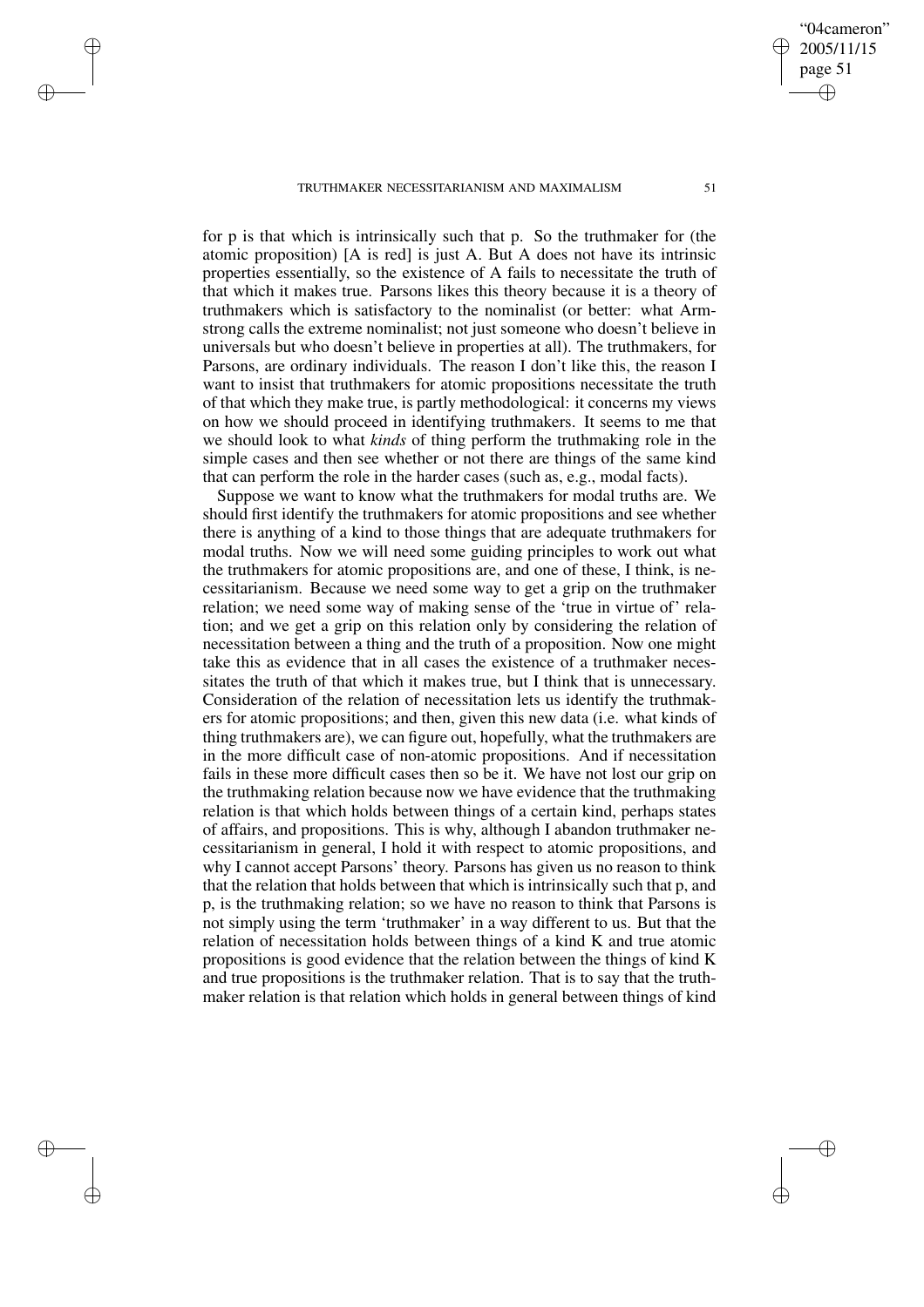for p is that which is intrinsically such that p. So the truthmaker for (the atomic proposition) [A is red] is just A. But A does not have its intrinsic properties essentially, so the existence of A fails to necessitate the truth of that which it makes true. Parsons likes this theory because it is a theory of truthmakers which is satisfactory to the nominalist (or better: what Armstrong calls the extreme nominalist; not just someone who doesn't believe in universals but who doesn't believe in properties at all). The truthmakers, for Parsons, are ordinary individuals. The reason I don't like this, the reason I want to insist that truthmakers for atomic propositions necessitate the truth of that which they make true, is partly methodological: it concerns my views on how we should proceed in identifying truthmakers. It seems to me that we should look to what *kinds* of thing perform the truthmaking role in the simple cases and then see whether or not there are things of the same kind that can perform the role in the harder cases (such as, e.g., modal facts).

Suppose we want to know what the truthmakers for modal truths are. We should first identify the truthmakers for atomic propositions and see whether there is anything of a kind to those things that are adequate truthmakers for modal truths. Now we will need some guiding principles to work out what the truthmakers for atomic propositions are, and one of these, I think, is necessitarianism. Because we need some way to get a grip on the truthmaker relation; we need some way of making sense of the 'true in virtue of' relation; and we get a grip on this relation only by considering the relation of necessitation between a thing and the truth of a proposition. Now one might take this as evidence that in all cases the existence of a truthmaker necessitates the truth of that which it makes true, but I think that is unnecessary. Consideration of the relation of necessitation lets us identify the truthmakers for atomic propositions; and then, given this new data (i.e. what kinds of thing truthmakers are), we can figure out, hopefully, what the truthmakers are in the more difficult case of non-atomic propositions. And if necessitation fails in these more difficult cases then so be it. We have not lost our grip on the truthmaking relation because now we have evidence that the truthmaking relation is that which holds between things of a certain kind, perhaps states of affairs, and propositions. This is why, although I abandon truthmaker necessitarianism in general, I hold it with respect to atomic propositions, and why I cannot accept Parsons' theory. Parsons has given us no reason to think that the relation that holds between that which is intrinsically such that p, and p, is the truthmaking relation; so we have no reason to think that Parsons is not simply using the term 'truthmaker' in a way different to us. But that the relation of necessitation holds between things of a kind K and true atomic propositions is good evidence that the relation between the things of kind K and true propositions is the truthmaker relation. That is to say that the truthmaker relation is that relation which holds in general between things of kind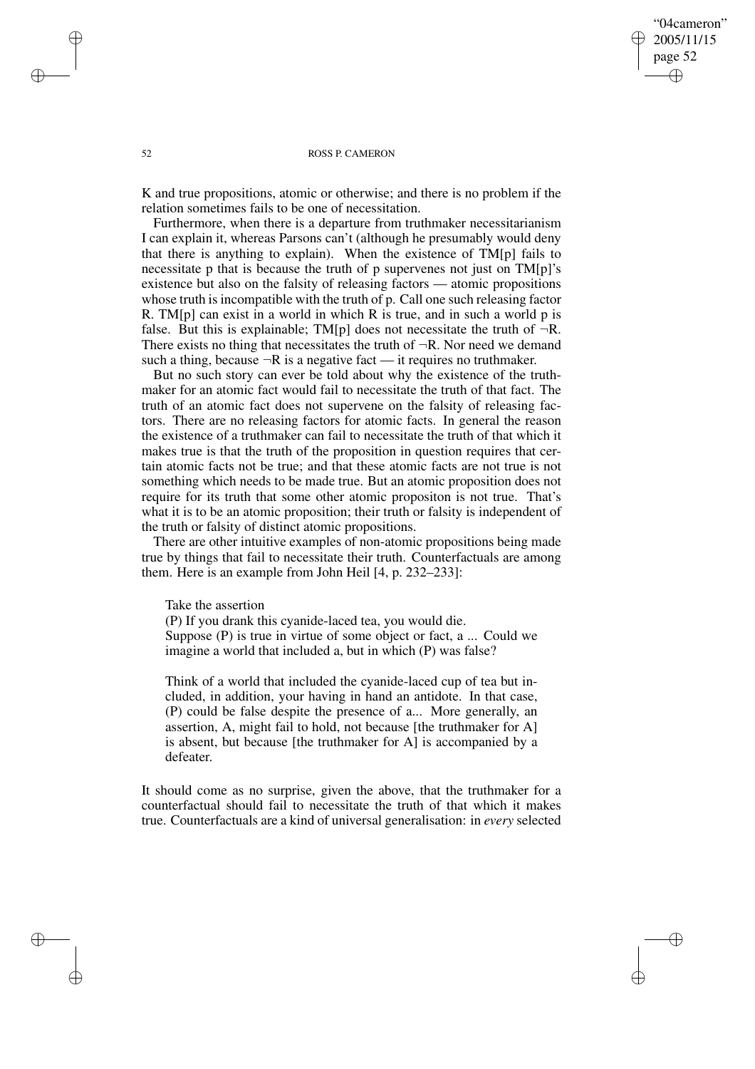K and true propositions, atomic or otherwise; and there is no problem if the relation sometimes fails to be one of necessitation.

Furthermore, when there is a departure from truthmaker necessitarianism I can explain it, whereas Parsons can't (although he presumably would deny that there is anything to explain). When the existence of TM[p] fails to necessitate p that is because the truth of p supervenes not just on TM[p]'s existence but also on the falsity of releasing factors — atomic propositions whose truth is incompatible with the truth of p. Call one such releasing factor R. TM[p] can exist in a world in which R is true, and in such a world p is false. But this is explainable; TM[p] does not necessitate the truth of $\neg$R. There exists no thing that necessitates the truth of $\neg$R. Nor need we demand such a thing, because $\neg$R is a negative fact — it requires no truthmaker.

But no such story can ever be told about why the existence of the truthmaker for an atomic fact would fail to necessitate the truth of that fact. The truth of an atomic fact does not supervene on the falsity of releasing factors. There are no releasing factors for atomic facts. In general the reason the existence of a truthmaker can fail to necessitate the truth of that which it makes true is that the truth of the proposition in question requires that certain atomic facts not be true; and that these atomic facts are not true is not something which needs to be made true. But an atomic proposition does not require for its truth that some other atomic propositon is not true. That's what it is to be an atomic proposition; their truth or falsity is independent of the truth or falsity of distinct atomic propositions.

There are other intuitive examples of non-atomic propositions being made true by things that fail to necessitate their truth. Counterfactuals are among them. Here is an example from John Heil [4, p. 232–233]:

> Take the assertion
> (P) If you drank this cyanide-laced tea, you would die.
> Suppose (P) is true in virtue of some object or fact, a ... Could we imagine a world that included a, but in which (P) was false?
>
> Think of a world that included the cyanide-laced cup of tea but included, in addition, your having in hand an antidote. In that case, (P) could be false despite the presence of a... More generally, an assertion, A, might fail to hold, not because [the truthmaker for A] is absent, but because [the truthmaker for A] is accompanied by a defeater.

It should come as no surprise, given the above, that the truthmaker for a counterfactual should fail to necessitate the truth of that which it makes true. Counterfactuals are a kind of universal generalisation: in *every* selected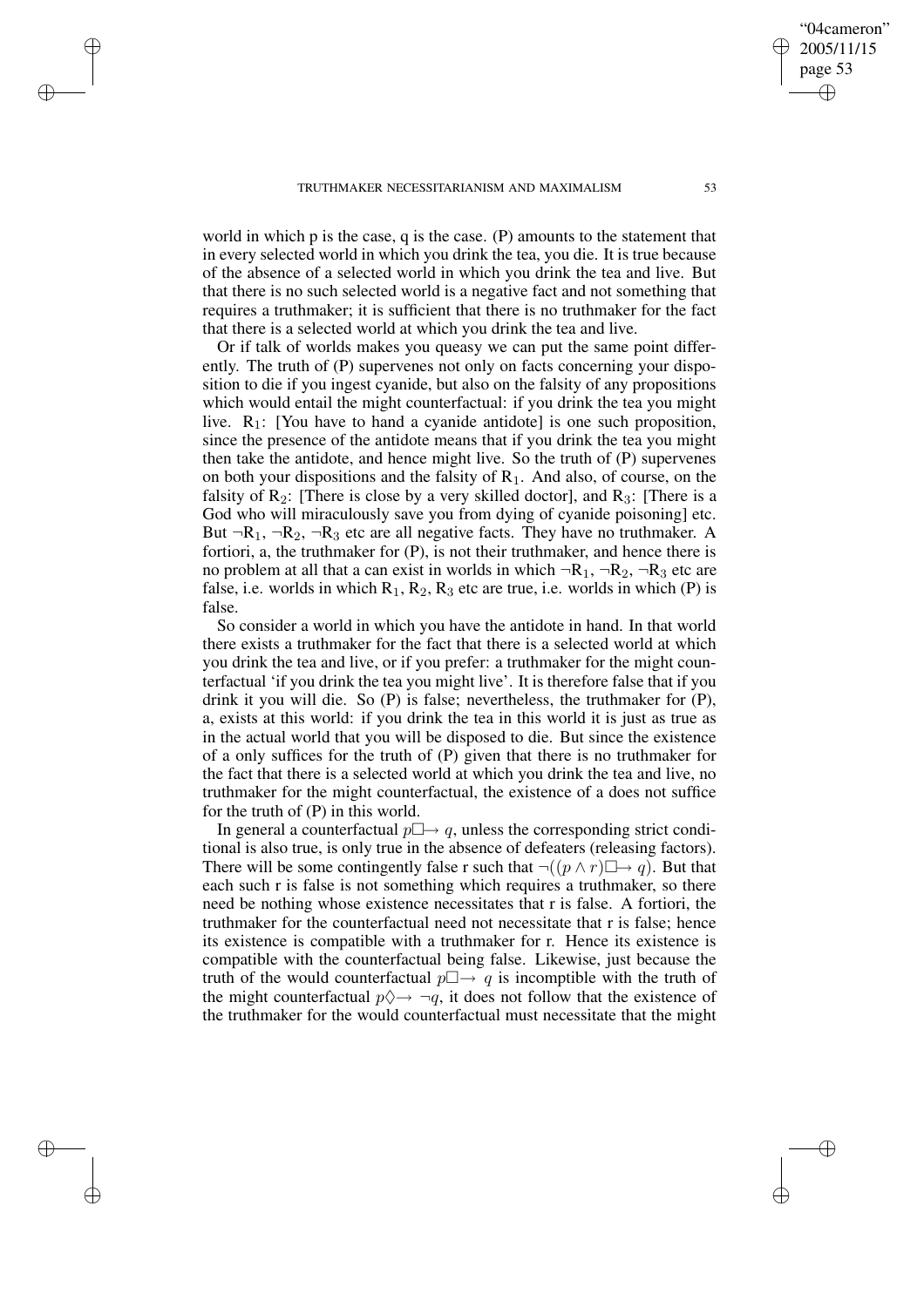world in which p is the case, q is the case. (P) amounts to the statement that in every selected world in which you drink the tea, you die. It is true because of the absence of a selected world in which you drink the tea and live. But that there is no such selected world is a negative fact and not something that requires a truthmaker; it is sufficient that there is no truthmaker for the fact that there is a selected world at which you drink the tea and live.

Or if talk of worlds makes you queasy we can put the same point differently. The truth of (P) supervenes not only on facts concerning your disposition to die if you ingest cyanide, but also on the falsity of any propositions which would entail the might counterfactual: if you drink the tea you might live. $R_1$: [You have to hand a cyanide antidote] is one such proposition, since the presence of the antidote means that if you drink the tea you might then take the antidote, and hence might live. So the truth of (P) supervenes on both your dispositions and the falsity of $R_1$. And also, of course, on the falsity of $R_2$: [There is close by a very skilled doctor], and $R_3$: [There is a God who will miraculously save you from dying of cyanide poisoning] etc. But $\neg R_1$, $\neg R_2$, $\neg R_3$ etc are all negative facts. They have no truthmaker. A fortiori, a, the truthmaker for (P), is not their truthmaker, and hence there is no problem at all that a can exist in worlds in which $\neg R_1$, $\neg R_2$, $\neg R_3$ etc are false, i.e. worlds in which $R_1$, $R_2$, $R_3$ etc are true, i.e. worlds in which (P) is false.

So consider a world in which you have the antidote in hand. In that world there exists a truthmaker for the fact that there is a selected world at which you drink the tea and live, or if you prefer: a truthmaker for the might counterfactual 'if you drink the tea you might live'. It is therefore false that if you drink it you will die. So (P) is false; nevertheless, the truthmaker for (P), a, exists at this world: if you drink the tea in this world it is just as true as in the actual world that you will be disposed to die. But since the existence of a only suffices for the truth of (P) given that there is no truthmaker for the fact that there is a selected world at which you drink the tea and live, no truthmaker for the might counterfactual, the existence of a does not suffice for the truth of (P) in this world.

In general a counterfactual $p \Box\!\!\rightarrow q$, unless the corresponding strict conditional is also true, is only true in the absence of defeaters (releasing factors). There will be some contingently false r such that $\neg((p \wedge r) \Box\!\!\rightarrow q)$. But that each such r is false is not something which requires a truthmaker, so there need be nothing whose existence necessitates that r is false. A fortiori, the truthmaker for the counterfactual need not necessitate that r is false; hence its existence is compatible with a truthmaker for r. Hence its existence is compatible with the counterfactual being false. Likewise, just because the truth of the would counterfactual $p \Box\!\!\rightarrow q$ is incomptible with the truth of the might counterfactual $p \Diamond\!\!\rightarrow \neg q$, it does not follow that the existence of the truthmaker for the would counterfactual must necessitate that the might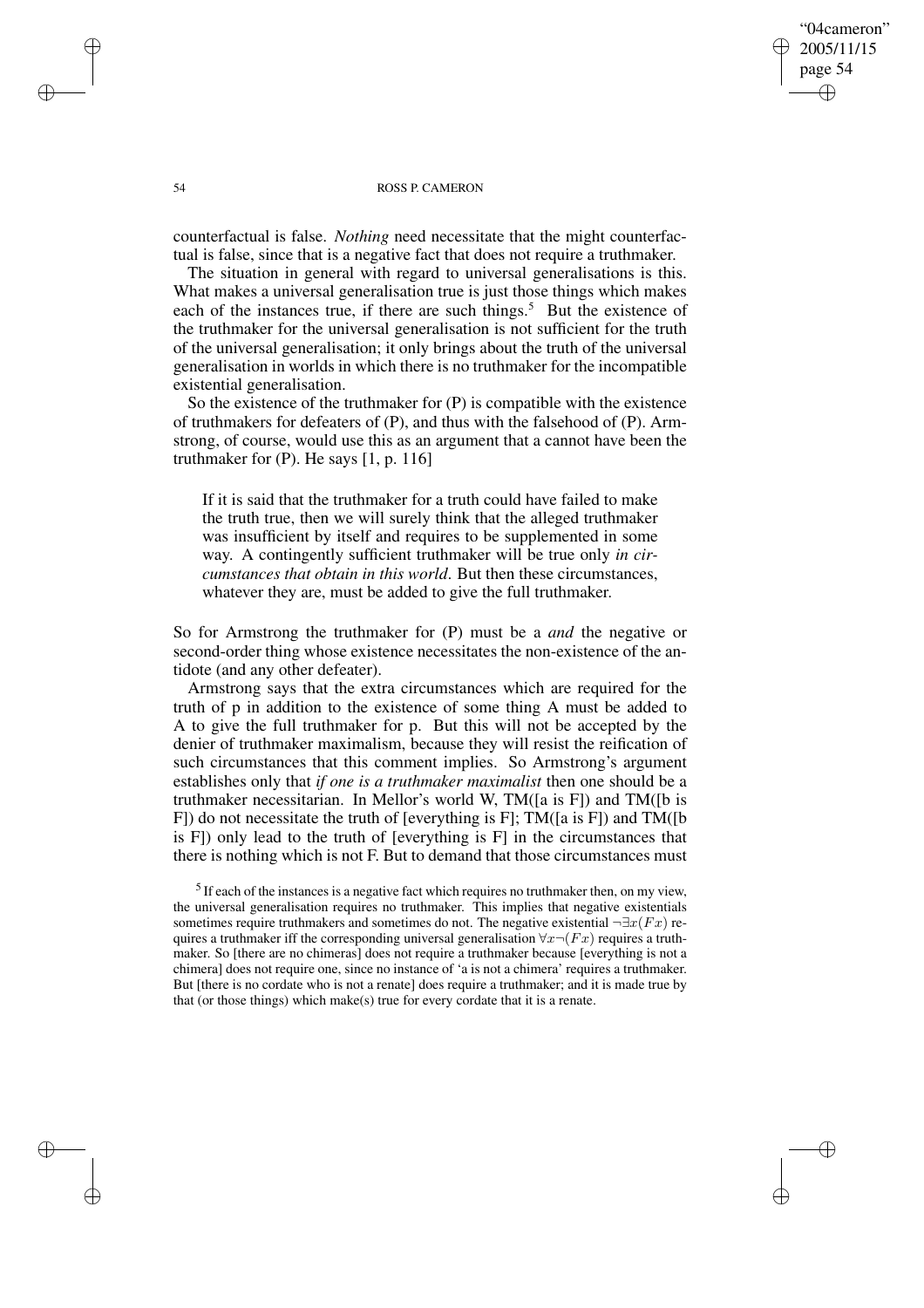counterfactual is false. *Nothing* need necessitate that the might counterfactual is false, since that is a negative fact that does not require a truthmaker.

The situation in general with regard to universal generalisations is this. What makes a universal generalisation true is just those things which makes each of the instances true, if there are such things.[5] But the existence of the truthmaker for the universal generalisation is not sufficient for the truth of the universal generalisation; it only brings about the truth of the universal generalisation in worlds in which there is no truthmaker for the incompatible existential generalisation.

So the existence of the truthmaker for (P) is compatible with the existence of truthmakers for defeaters of (P), and thus with the falsehood of (P). Armstrong, of course, would use this as an argument that a cannot have been the truthmaker for (P). He says [1, p. 116]

> If it is said that the truthmaker for a truth could have failed to make the truth true, then we will surely think that the alleged truthmaker was insufficient by itself and requires to be supplemented in some way. A contingently sufficient truthmaker will be true only *in circumstances that obtain in this world*. But then these circumstances, whatever they are, must be added to give the full truthmaker.

So for Armstrong the truthmaker for (P) must be a *and* the negative or second-order thing whose existence necessitates the non-existence of the antidote (and any other defeater).

Armstrong says that the extra circumstances which are required for the truth of p in addition to the existence of some thing A must be added to A to give the full truthmaker for p. But this will not be accepted by the denier of truthmaker maximalism, because they will resist the reification of such circumstances that this comment implies. So Armstrong's argument establishes only that *if one is a truthmaker maximalist* then one should be a truthmaker necessitarian. In Mellor's world W, TM([a is F]) and TM([b is F]) do not necessitate the truth of [everything is F]; TM([a is F]) and TM([b is F]) only lead to the truth of [everything is F] in the circumstances that there is nothing which is not F. But to demand that those circumstances must

[5] If each of the instances is a negative fact which requires no truthmaker then, on my view, the universal generalisation requires no truthmaker. This implies that negative existentials sometimes require truthmakers and sometimes do not. The negative existential $\neg\exists x(Fx)$ requires a truthmaker iff the corresponding universal generalisation $\forall x\neg(Fx)$ requires a truthmaker. So [there are no chimeras] does not require a truthmaker because [everything is not a chimera] does not require one, since no instance of 'a is not a chimera' requires a truthmaker. But [there is no cordate who is not a renate] does require a truthmaker; and it is made true by that (or those things) which make(s) true for every cordate that it is a renate.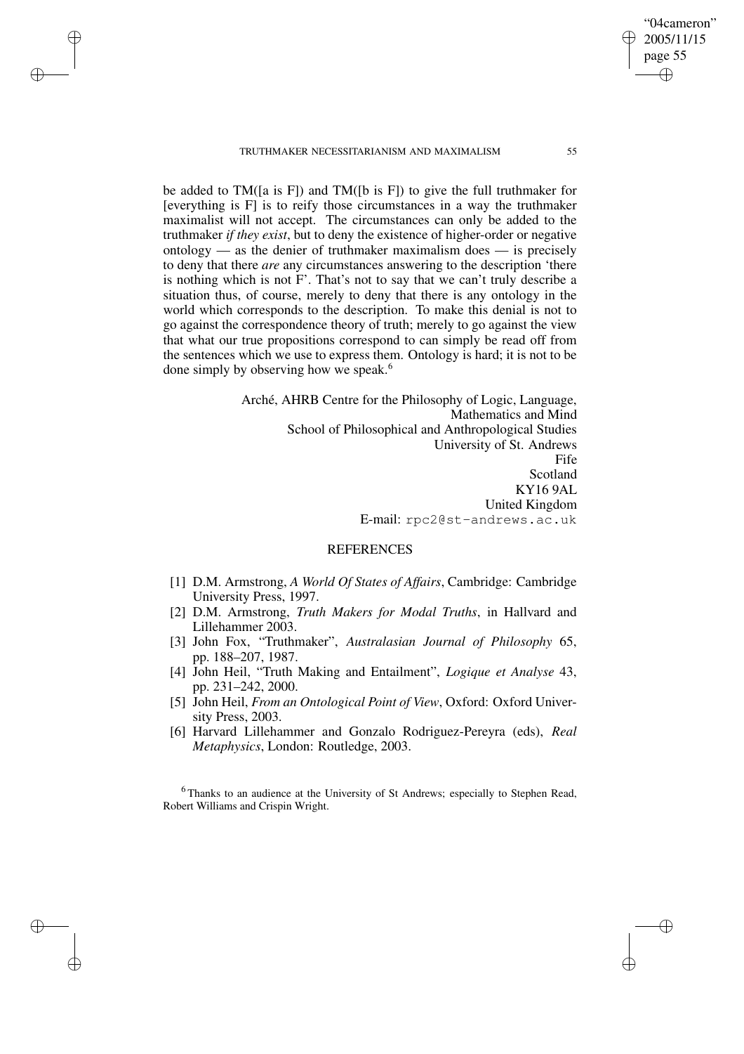be added to TM([a is F]) and TM([b is F]) to give the full truthmaker for [everything is F] is to reify those circumstances in a way the truthmaker maximalist will not accept. The circumstances can only be added to the truthmaker *if they exist*, but to deny the existence of higher-order or negative ontology — as the denier of truthmaker maximalism does — is precisely to deny that there *are* any circumstances answering to the description 'there is nothing which is not F'. That's not to say that we can't truly describe a situation thus, of course, merely to deny that there is any ontology in the world which corresponds to the description. To make this denial is not to go against the correspondence theory of truth; merely to go against the view that what our true propositions correspond to can simply be read off from the sentences which we use to express them. Ontology is hard; it is not to be done simply by observing how we speak.[6]

Arché, AHRB Centre for the Philosophy of Logic, Language, Mathematics and Mind
School of Philosophical and Anthropological Studies
University of St. Andrews
Fife
Scotland
KY16 9AL
United Kingdom
E-mail: rpc2@st-andrews.ac.uk

## REFERENCES

[1] D.M. Armstrong, *A World Of States of Affairs*, Cambridge: Cambridge University Press, 1997.

[2] D.M. Armstrong, *Truth Makers for Modal Truths*, in Hallvard and Lillehammer 2003.

[3] John Fox, "Truthmaker", *Australasian Journal of Philosophy* 65, pp. 188–207, 1987.

[4] John Heil, "Truth Making and Entailment", *Logique et Analyse* 43, pp. 231–242, 2000.

[5] John Heil, *From an Ontological Point of View*, Oxford: Oxford University Press, 2003.

[6] Harvard Lillehammer and Gonzalo Rodriguez-Pereyra (eds), *Real Metaphysics*, London: Routledge, 2003.

[6] Thanks to an audience at the University of St Andrews; especially to Stephen Read, Robert Williams and Crispin Wright.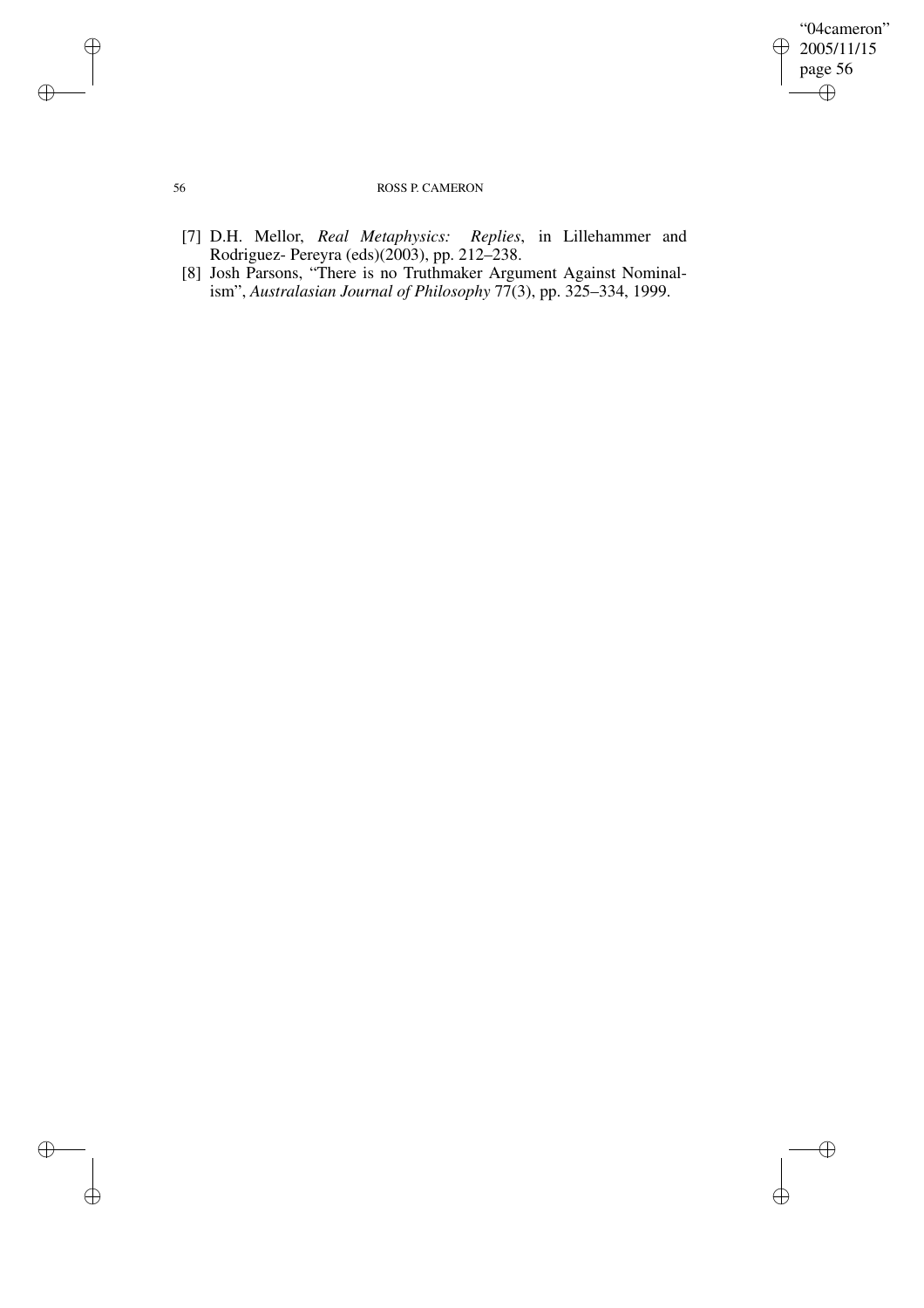[7] D.H. Mellor, *Real Metaphysics: Replies*, in Lillehammer and Rodriguez- Pereyra (eds)(2003), pp. 212–238.

[8] Josh Parsons, "There is no Truthmaker Argument Against Nominalism", *Australasian Journal of Philosophy* 77(3), pp. 325–334, 1999.